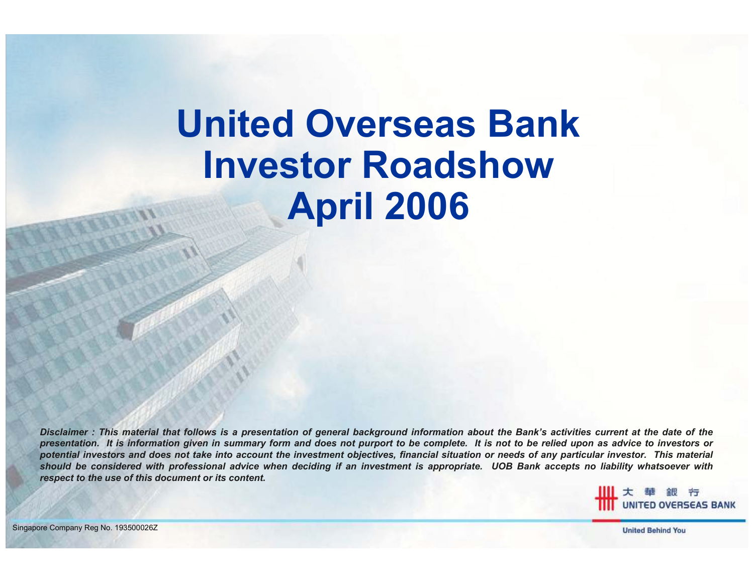# United Overseas Bank Investor Roadshow April 2006

***Disclaimer : This material that follows is a presentation of general background information about the Bank's activities current at the date of the presentation. It is information given in summary form and does not purport to be complete. It is not to be relied upon as advice to investors or potential investors and does not take into account the investment objectives, financial situation or needs of any particular investor. This material should be considered with professional advice when deciding if an investment is appropriate. UOB Bank accepts no liability whatsoever with respect to the use of this document or its content.***

大華銀行 UNITED OVERSEAS BANK

United Behind You

Singapore Company Reg No. 193500026Z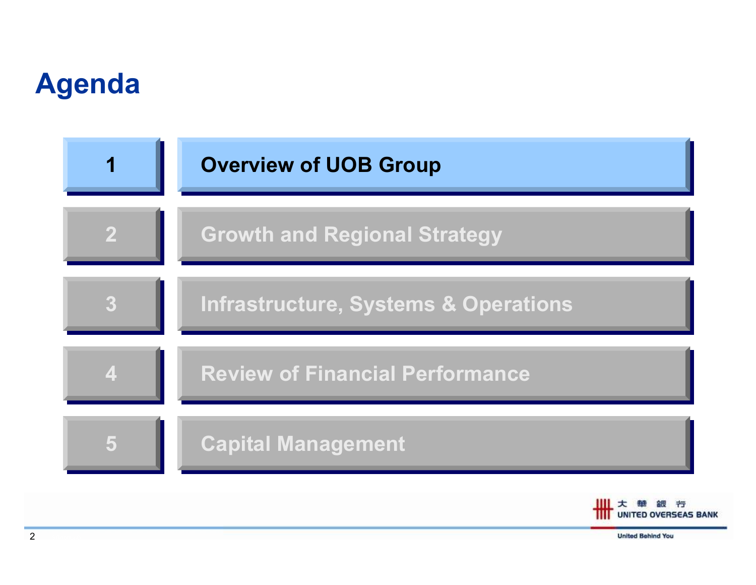# Agenda

1. **Overview of UOB Group**
2. Growth and Regional Strategy
3. Infrastructure, Systems & Operations
4. Review of Financial Performance
5. Capital Management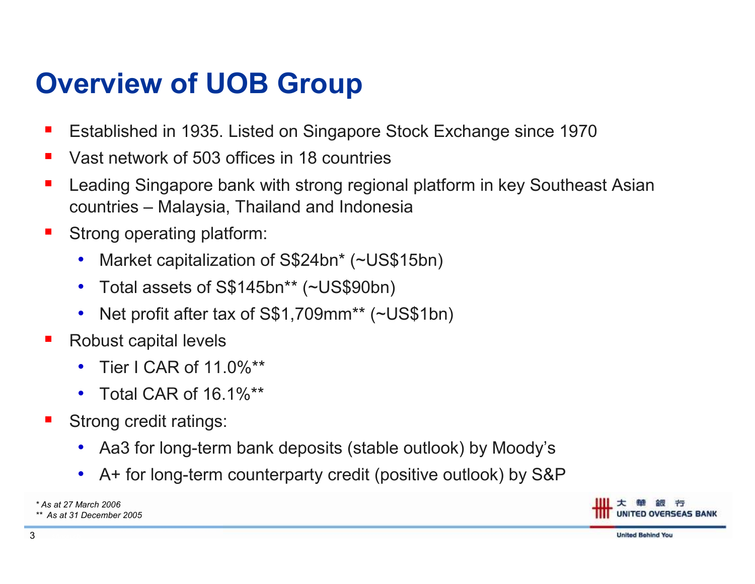# Overview of UOB Group

- Established in 1935. Listed on Singapore Stock Exchange since 1970
- Vast network of 503 offices in 18 countries
- Leading Singapore bank with strong regional platform in key Southeast Asian countries – Malaysia, Thailand and Indonesia
- Strong operating platform:
  - Market capitalization of S$24bn* (~US$15bn)
  - Total assets of S$145bn** (~US$90bn)
  - Net profit after tax of S$1,709mm** (~US$1bn)
- Robust capital levels
  - Tier I CAR of 11.0%**
  - Total CAR of 16.1%**
- Strong credit ratings:
  - Aa3 for long-term bank deposits (stable outlook) by Moody's
  - A+ for long-term counterparty credit (positive outlook) by S&P

*\* As at 27 March 2006*
*\*\* As at 31 December 2005*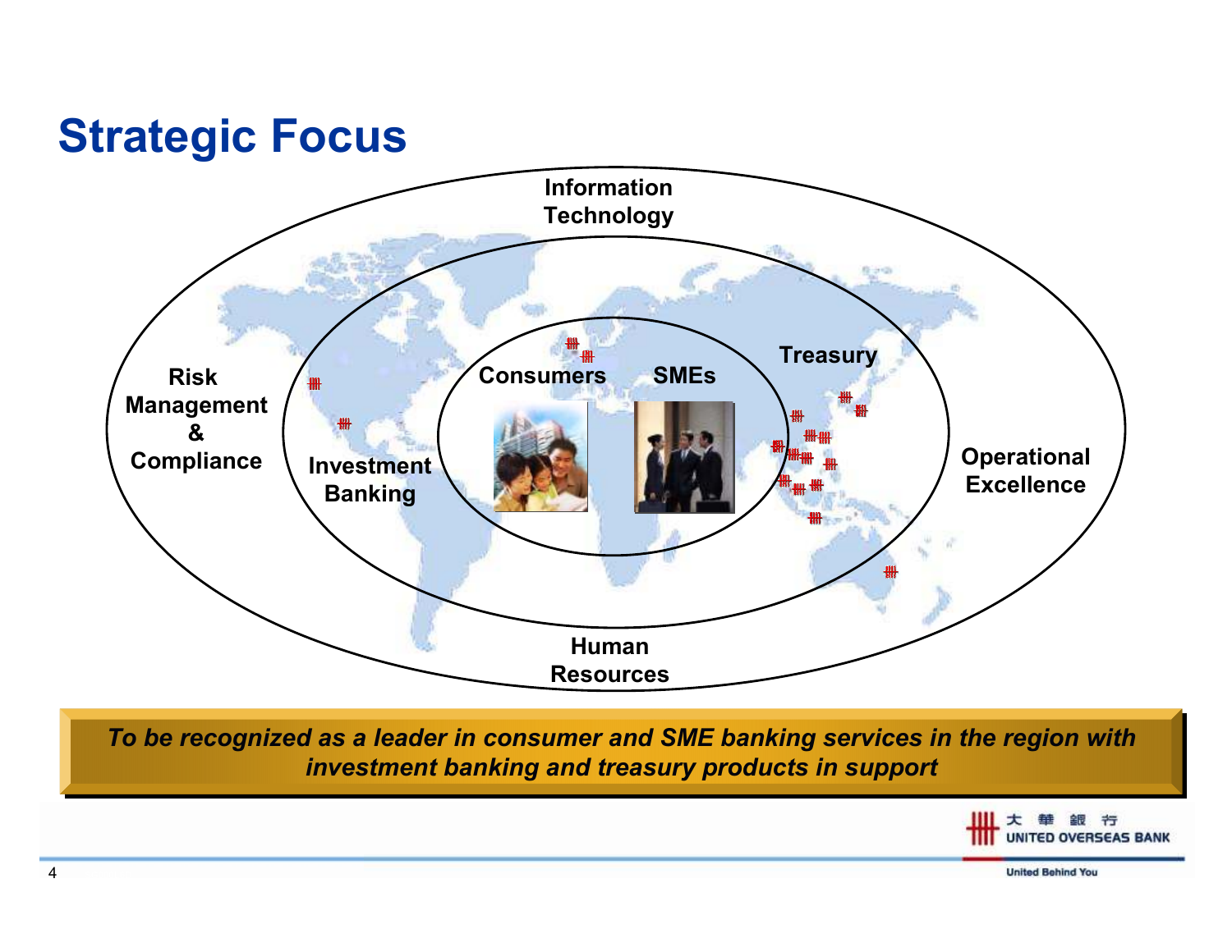# Strategic Focus

Information Technology

Risk Management & Compliance

Investment Banking

Consumers

SMEs

Treasury

Operational Excellence

Human Resources

***To be recognized as a leader in consumer and SME banking services in the region with investment banking and treasury products in support***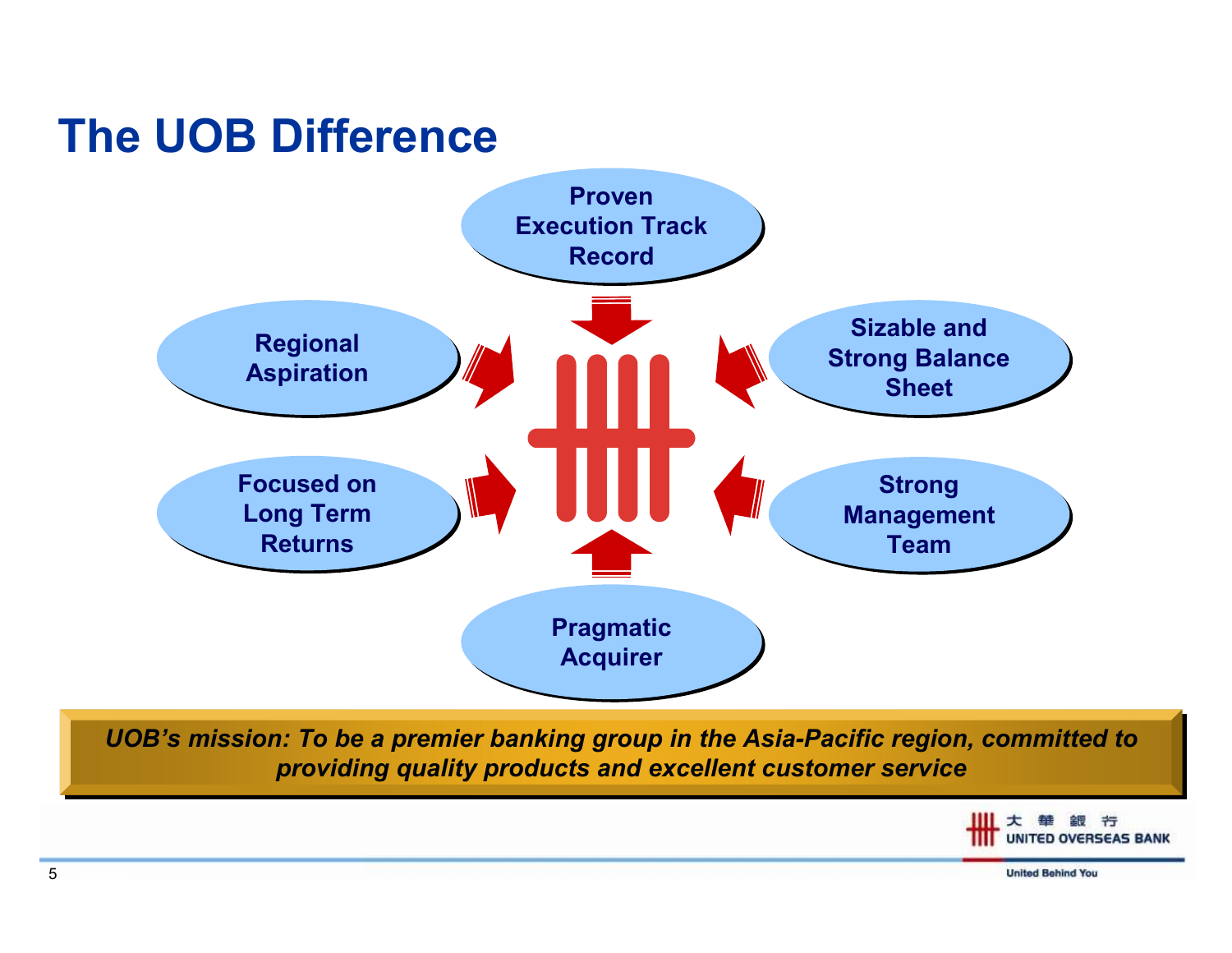# The UOB Difference

- Proven Execution Track Record
- Regional Aspiration
- Sizable and Strong Balance Sheet
- Focused on Long Term Returns
- Strong Management Team
- Pragmatic Acquirer

*UOB's mission: To be a premier banking group in the Asia-Pacific region, committed to providing quality products and excellent customer service*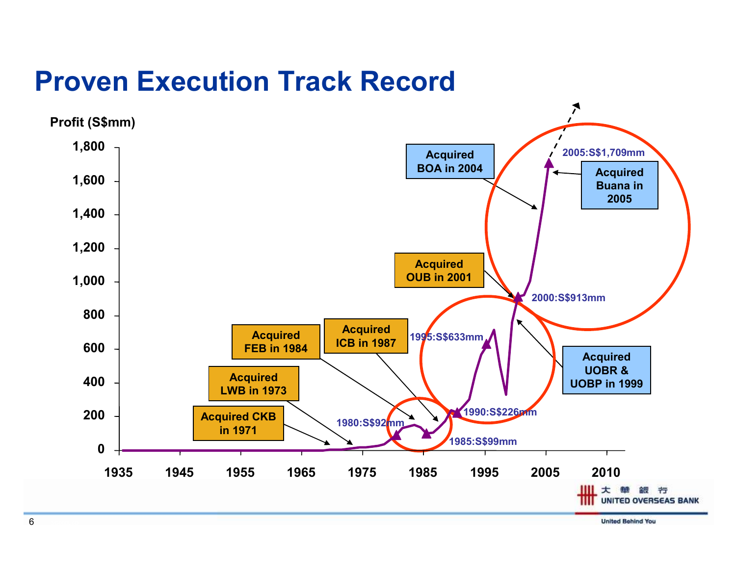# Proven Execution Track Record

Profit (S$mm)

1,800
1,600
1,400
1,200
1,000
800
600
400
200
0

1935 1945 1955 1965 1975 1985 1995 2005 2010

Acquired CKB in 1971

Acquired LWB in 1973

Acquired FEB in 1984

Acquired ICB in 1987

1980:S$92mm

1985:S$99mm

1990:S$226mm

1995:S$633mm

Acquired UOBR & UOBP in 1999

2000:S$913mm

Acquired OUB in 2001

Acquired BOA in 2004

Acquired Buana in 2005

2005:S$1,709mm

大華銀行 UNITED OVERSEAS BANK

United Behind You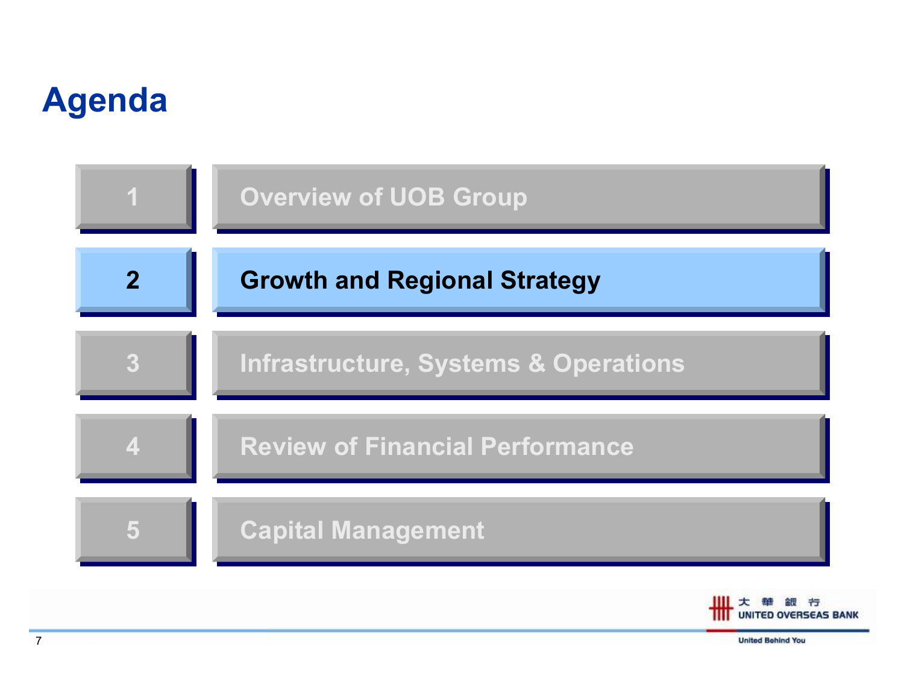# Agenda

1. Overview of UOB Group
2. **Growth and Regional Strategy**
3. Infrastructure, Systems & Operations
4. Review of Financial Performance
5. Capital Management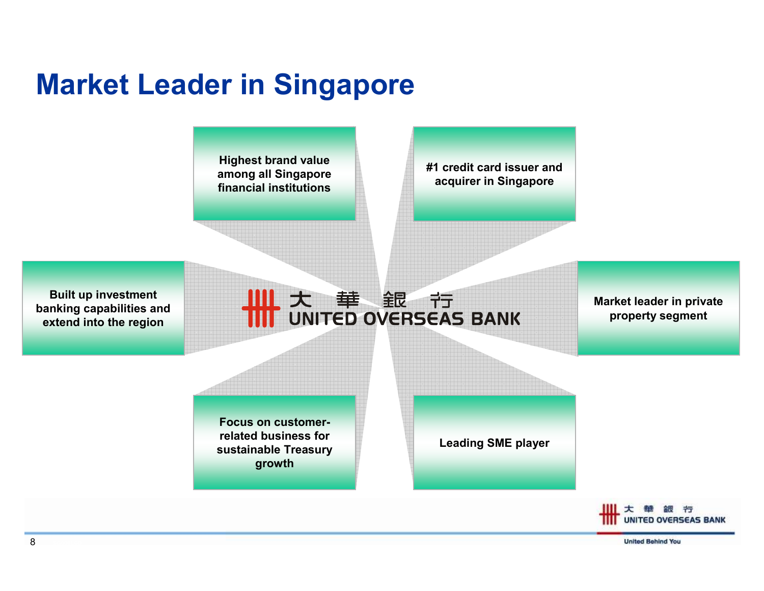# Market Leader in Singapore

大 華 銀 行
UNITED OVERSEAS BANK

- Highest brand value among all Singapore financial institutions
- #1 credit card issuer and acquirer in Singapore
- Built up investment banking capabilities and extend into the region
- Market leader in private property segment
- Focus on customer-related business for sustainable Treasury growth
- Leading SME player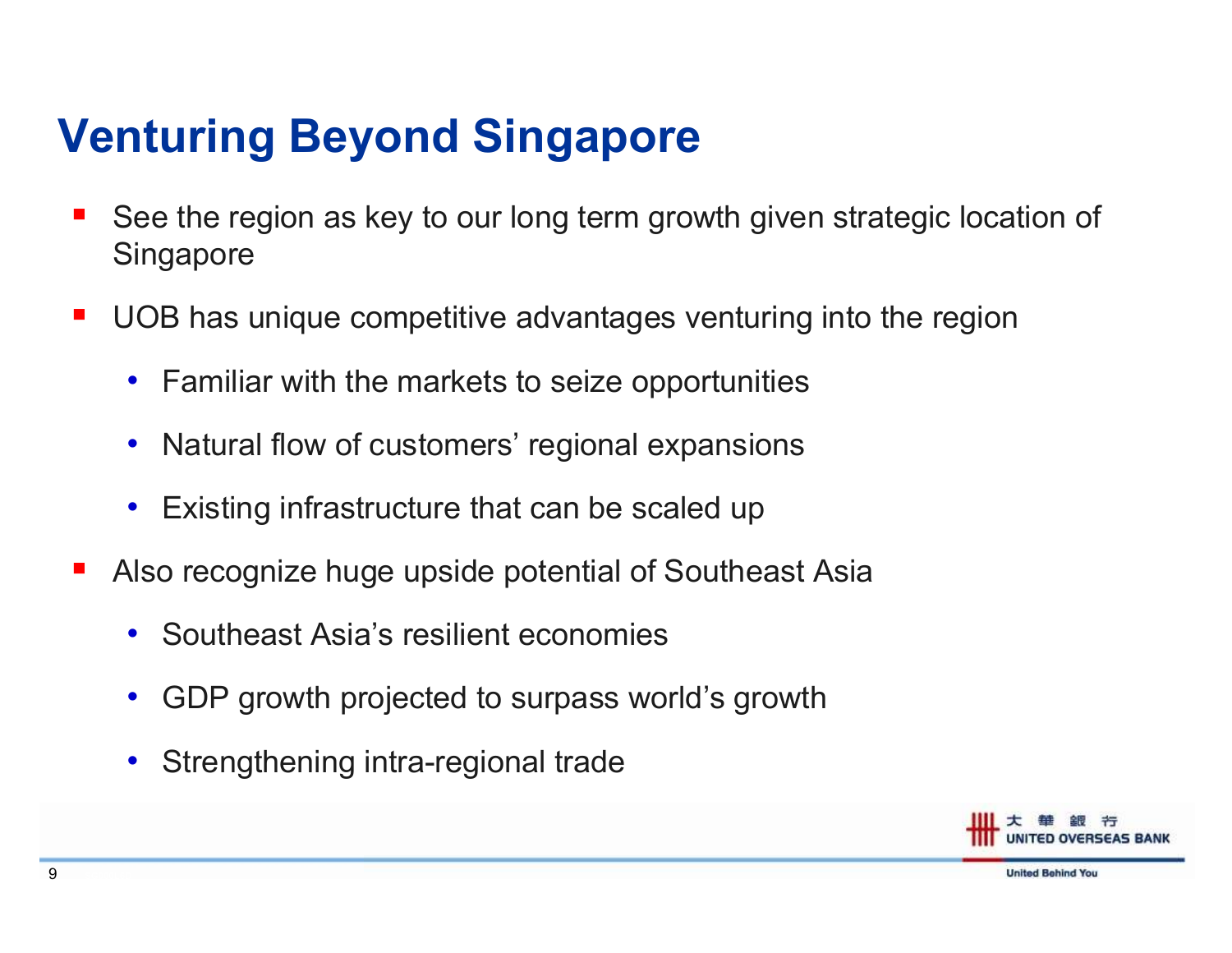# Venturing Beyond Singapore

- See the region as key to our long term growth given strategic location of Singapore
- UOB has unique competitive advantages venturing into the region
  - Familiar with the markets to seize opportunities
  - Natural flow of customers' regional expansions
  - Existing infrastructure that can be scaled up
- Also recognize huge upside potential of Southeast Asia
  - Southeast Asia's resilient economies
  - GDP growth projected to surpass world's growth
  - Strengthening intra-regional trade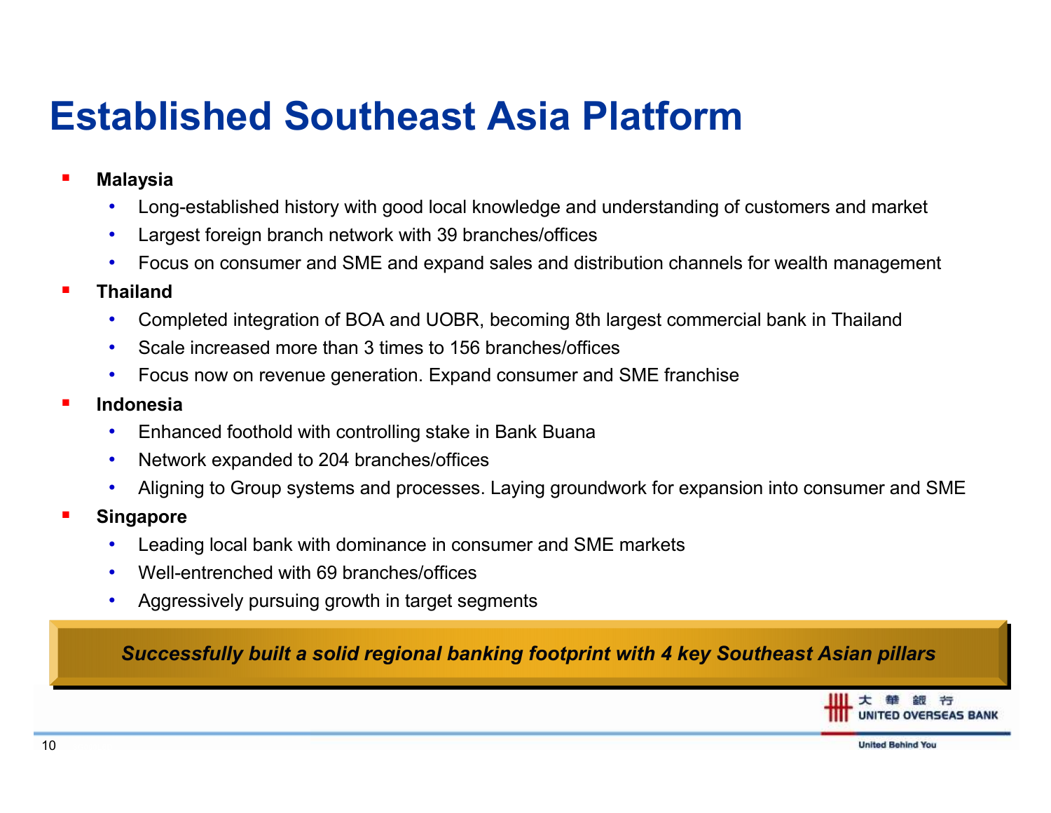# Established Southeast Asia Platform

- **Malaysia**
  - Long-established history with good local knowledge and understanding of customers and market
  - Largest foreign branch network with 39 branches/offices
  - Focus on consumer and SME and expand sales and distribution channels for wealth management
- **Thailand**
  - Completed integration of BOA and UOBR, becoming 8th largest commercial bank in Thailand
  - Scale increased more than 3 times to 156 branches/offices
  - Focus now on revenue generation. Expand consumer and SME franchise
- **Indonesia**
  - Enhanced foothold with controlling stake in Bank Buana
  - Network expanded to 204 branches/offices
  - Aligning to Group systems and processes. Laying groundwork for expansion into consumer and SME
- **Singapore**
  - Leading local bank with dominance in consumer and SME markets
  - Well-entrenched with 69 branches/offices
  - Aggressively pursuing growth in target segments

***Successfully built a solid regional banking footprint with 4 key Southeast Asian pillars***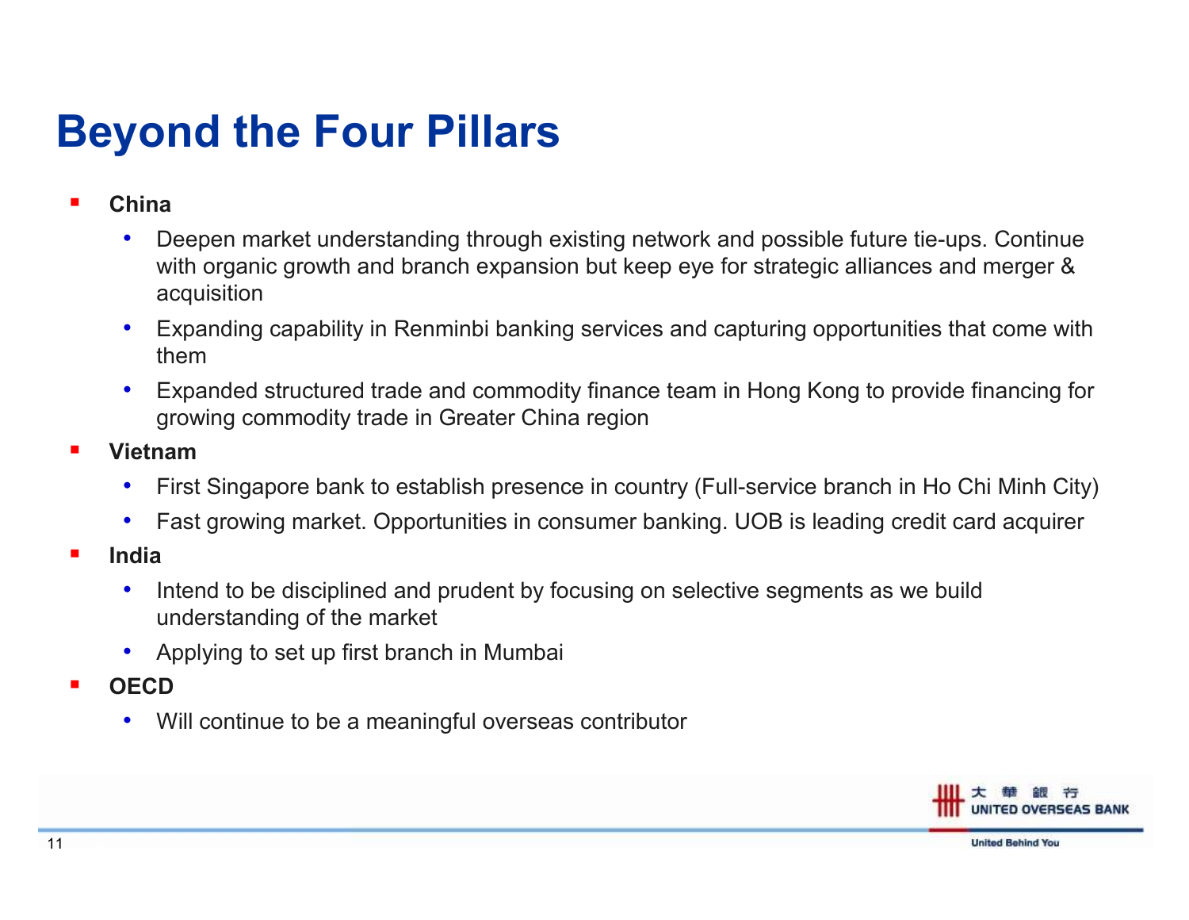# Beyond the Four Pillars

- **China**
  - Deepen market understanding through existing network and possible future tie-ups. Continue with organic growth and branch expansion but keep eye for strategic alliances and merger & acquisition
  - Expanding capability in Renminbi banking services and capturing opportunities that come with them
  - Expanded structured trade and commodity finance team in Hong Kong to provide financing for growing commodity trade in Greater China region
- **Vietnam**
  - First Singapore bank to establish presence in country (Full-service branch in Ho Chi Minh City)
  - Fast growing market. Opportunities in consumer banking. UOB is leading credit card acquirer
- **India**
  - Intend to be disciplined and prudent by focusing on selective segments as we build understanding of the market
  - Applying to set up first branch in Mumbai
- **OECD**
  - Will continue to be a meaningful overseas contributor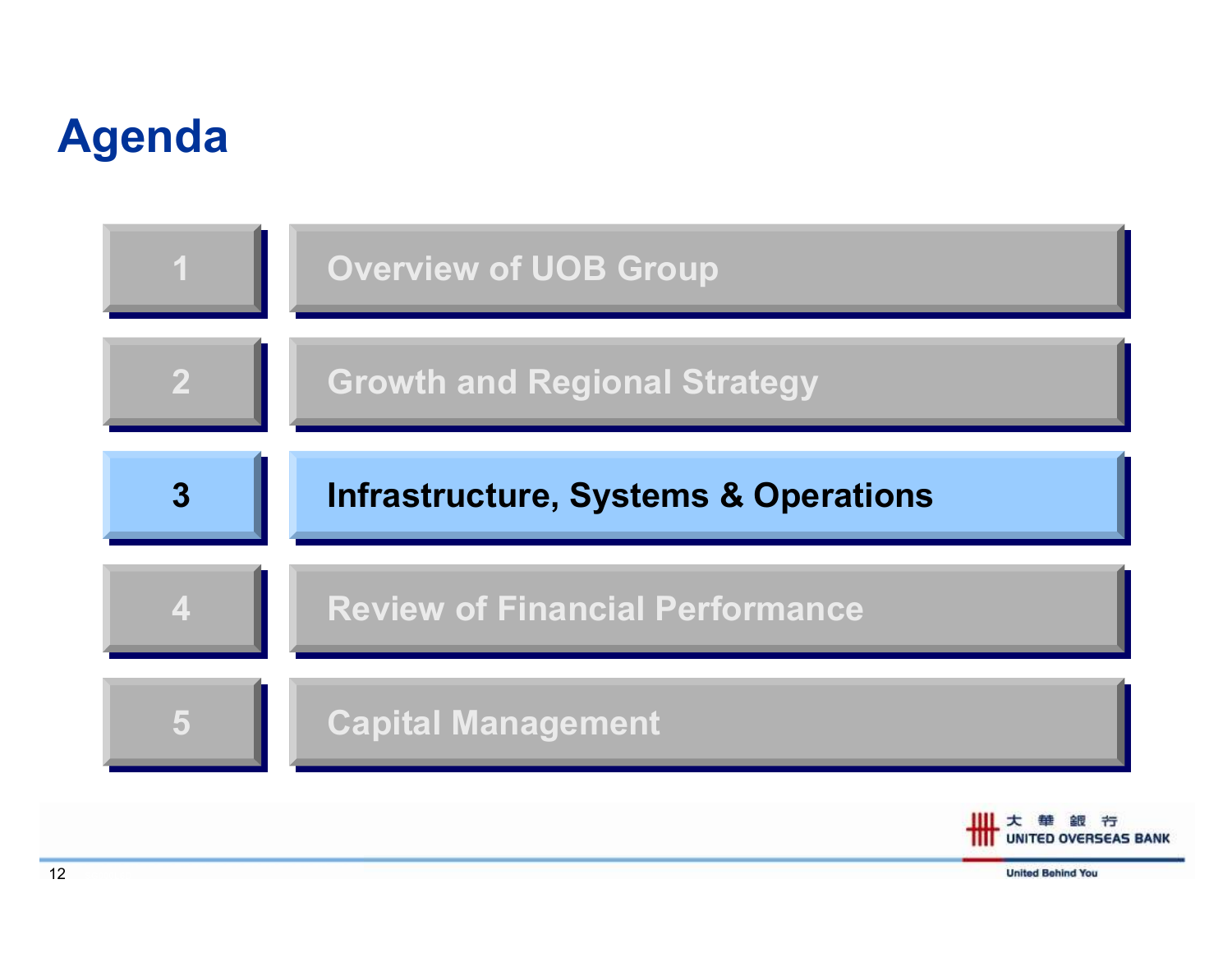# Agenda

1. Overview of UOB Group
2. Growth and Regional Strategy
3. **Infrastructure, Systems & Operations**
4. Review of Financial Performance
5. Capital Management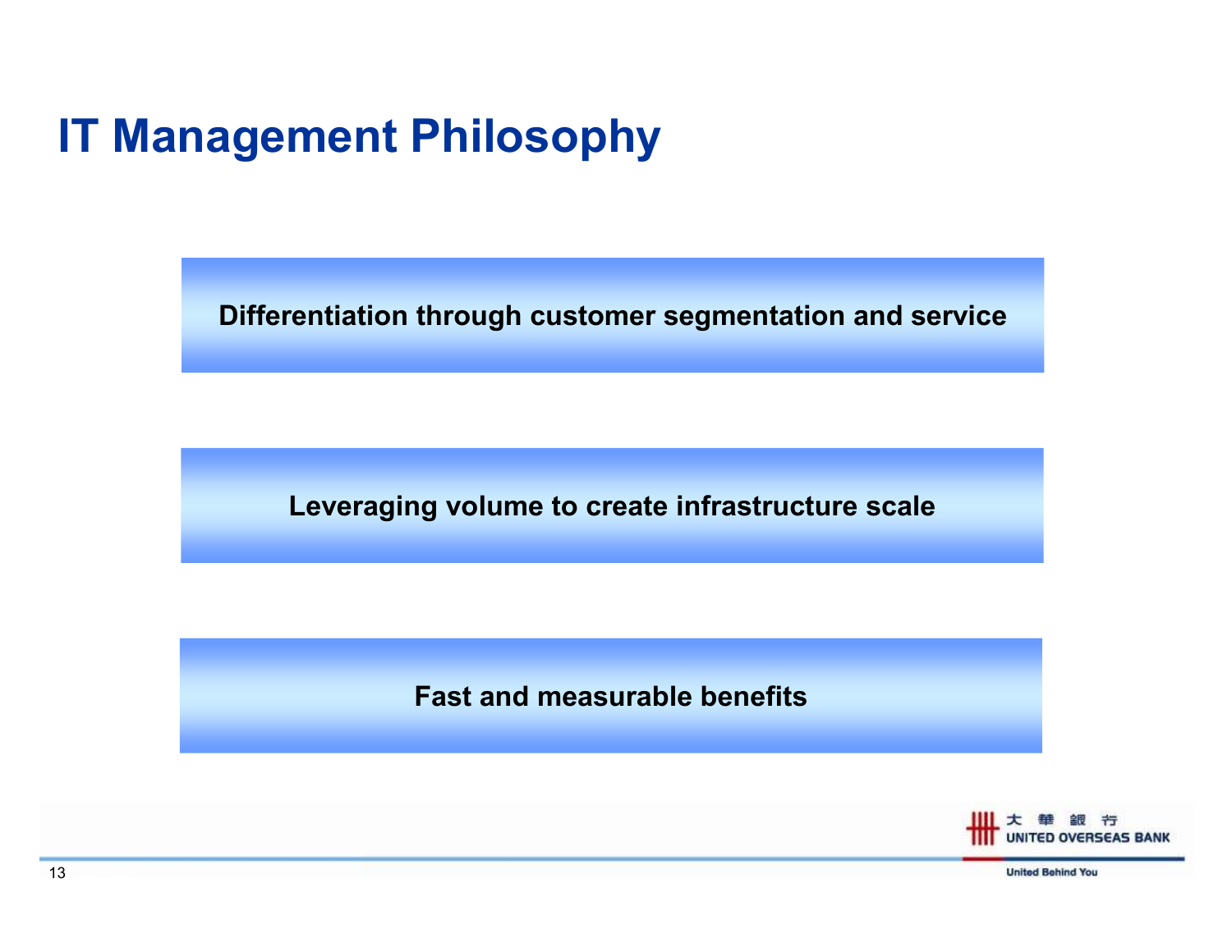# IT Management Philosophy

**Differentiation through customer segmentation and service**

**Leveraging volume to create infrastructure scale**

**Fast and measurable benefits**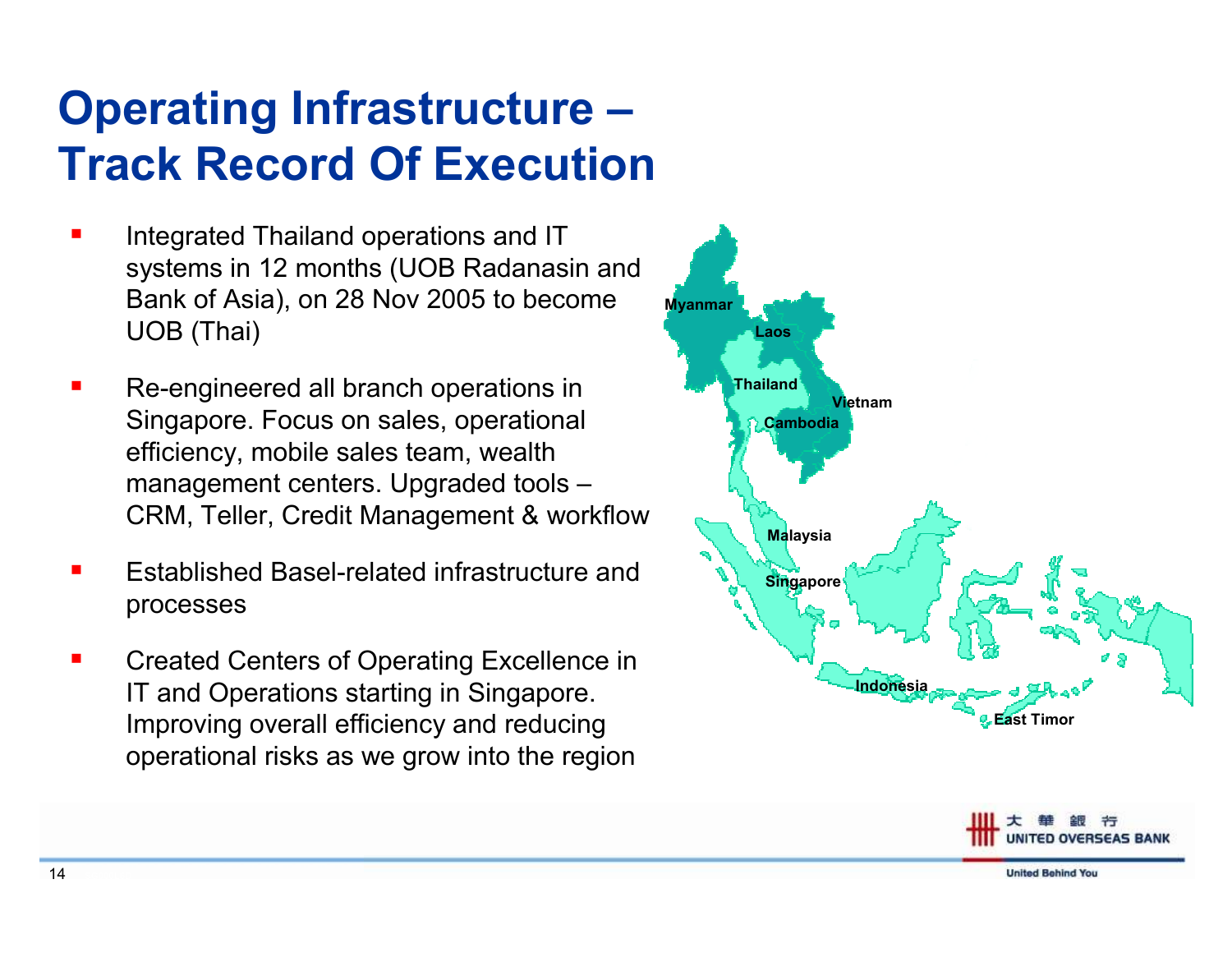# Operating Infrastructure – Track Record Of Execution

- Integrated Thailand operations and IT systems in 12 months (UOB Radanasin and Bank of Asia), on 28 Nov 2005 to become UOB (Thai)
- Re-engineered all branch operations in Singapore. Focus on sales, operational efficiency, mobile sales team, wealth management centers. Upgraded tools – CRM, Teller, Credit Management & workflow
- Established Basel-related infrastructure and processes
- Created Centers of Operating Excellence in IT and Operations starting in Singapore. Improving overall efficiency and reducing operational risks as we grow into the region

Myanmar, Laos, Thailand, Vietnam, Cambodia, Malaysia, Singapore, Indonesia, East Timor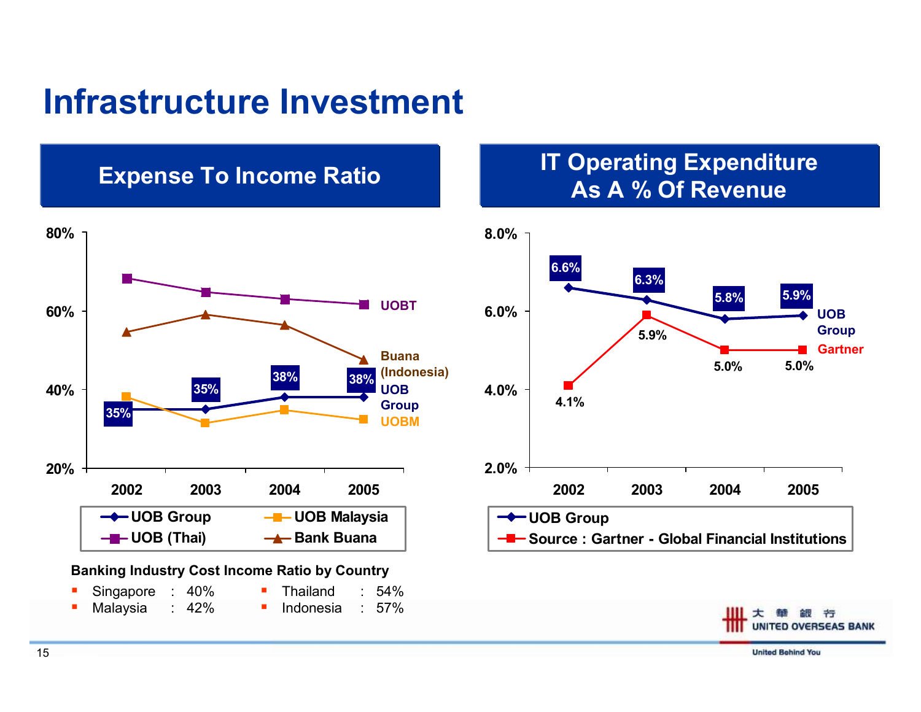# Infrastructure Investment

## Expense To Income Ratio

| | 2002 | 2003 | 2004 | 2005 |
|---|---|---|---|---|
| UOB Group | 35% | 35% | 38% | 38% |

Legend: UOB Group, UOB Malaysia, UOB (Thai), Bank Buana

Labels: UOBT, Buana (Indonesia), UOB Group, UOBM

**Banking Industry Cost Income Ratio by Country**

- Singapore : 40%
- Malaysia : 42%
- Thailand : 54%
- Indonesia : 57%

## IT Operating Expenditure As A % Of Revenue

| | 2002 | 2003 | 2004 | 2005 |
|---|---|---|---|---|
| UOB Group | 6.6% | 6.3% | 5.8% | 5.9% |
| Gartner | 4.1% | 5.9% | 5.0% | 5.0% |

Legend: UOB Group; Source : Gartner - Global Financial Institutions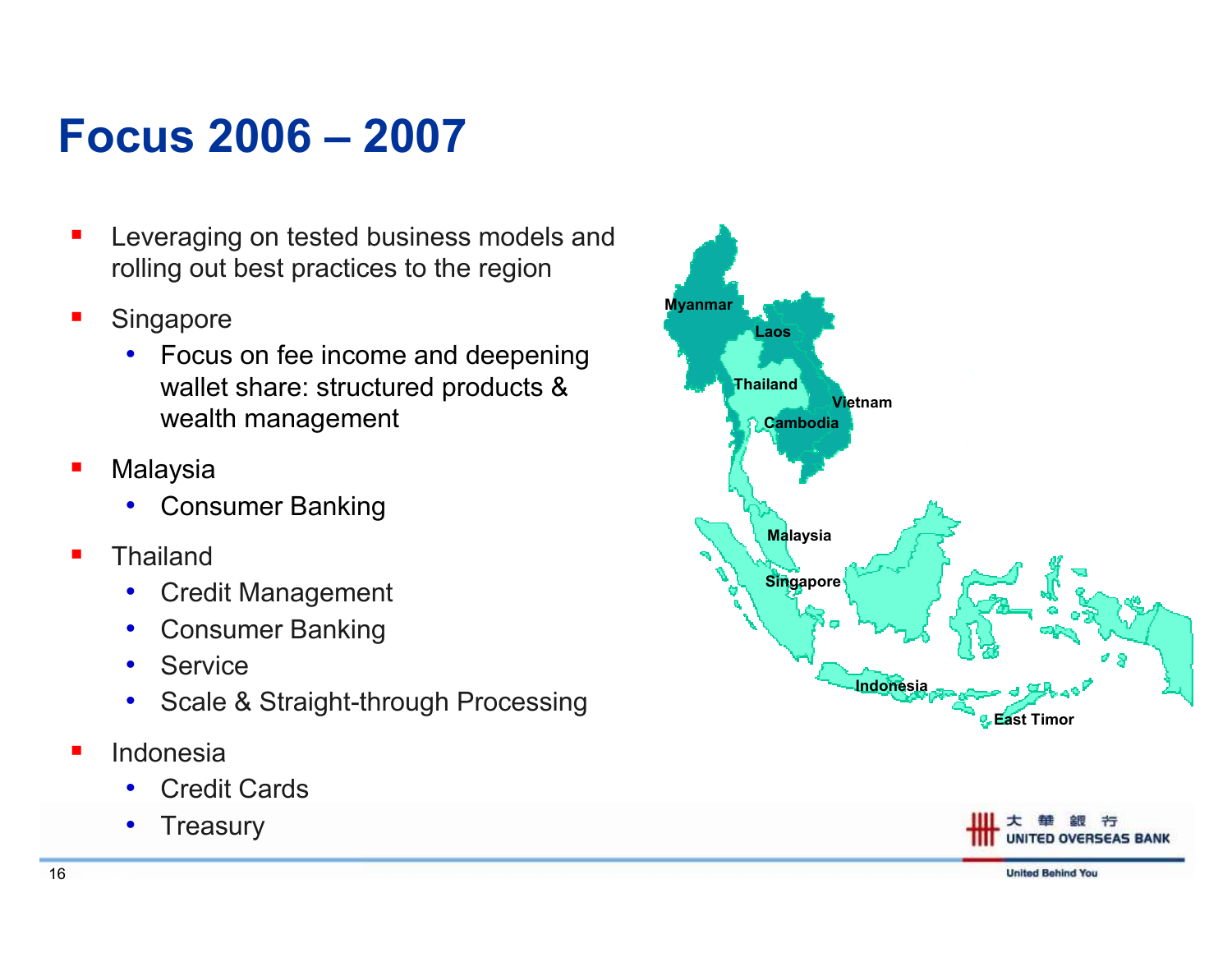# Focus 2006 – 2007

- Leveraging on tested business models and rolling out best practices to the region
- Singapore
  - Focus on fee income and deepening wallet share: structured products & wealth management
- Malaysia
  - Consumer Banking
- Thailand
  - Credit Management
  - Consumer Banking
  - Service
  - Scale & Straight-through Processing
- Indonesia
  - Credit Cards
  - Treasury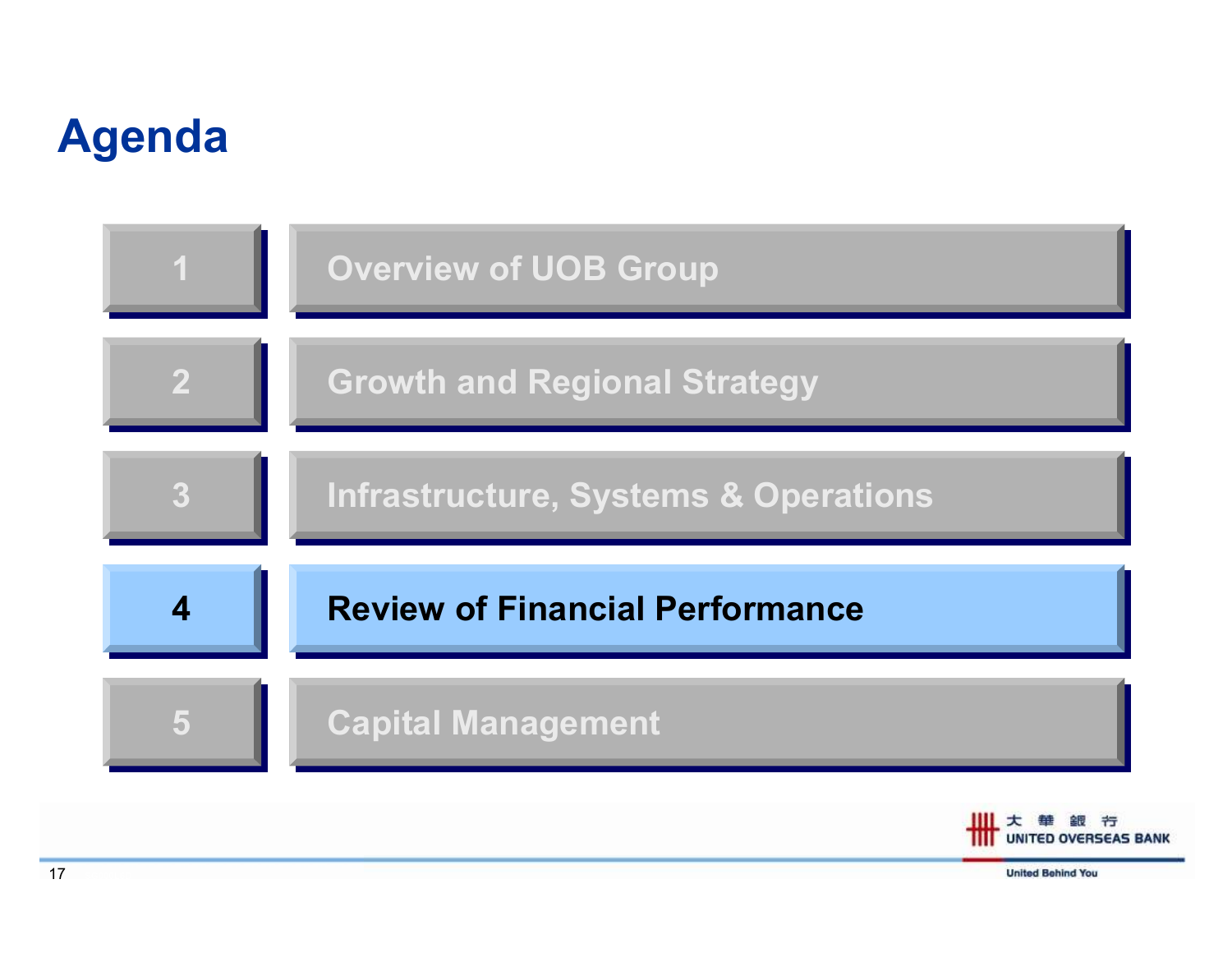# Agenda

1. Overview of UOB Group
2. Growth and Regional Strategy
3. Infrastructure, Systems & Operations
4. **Review of Financial Performance**
5. Capital Management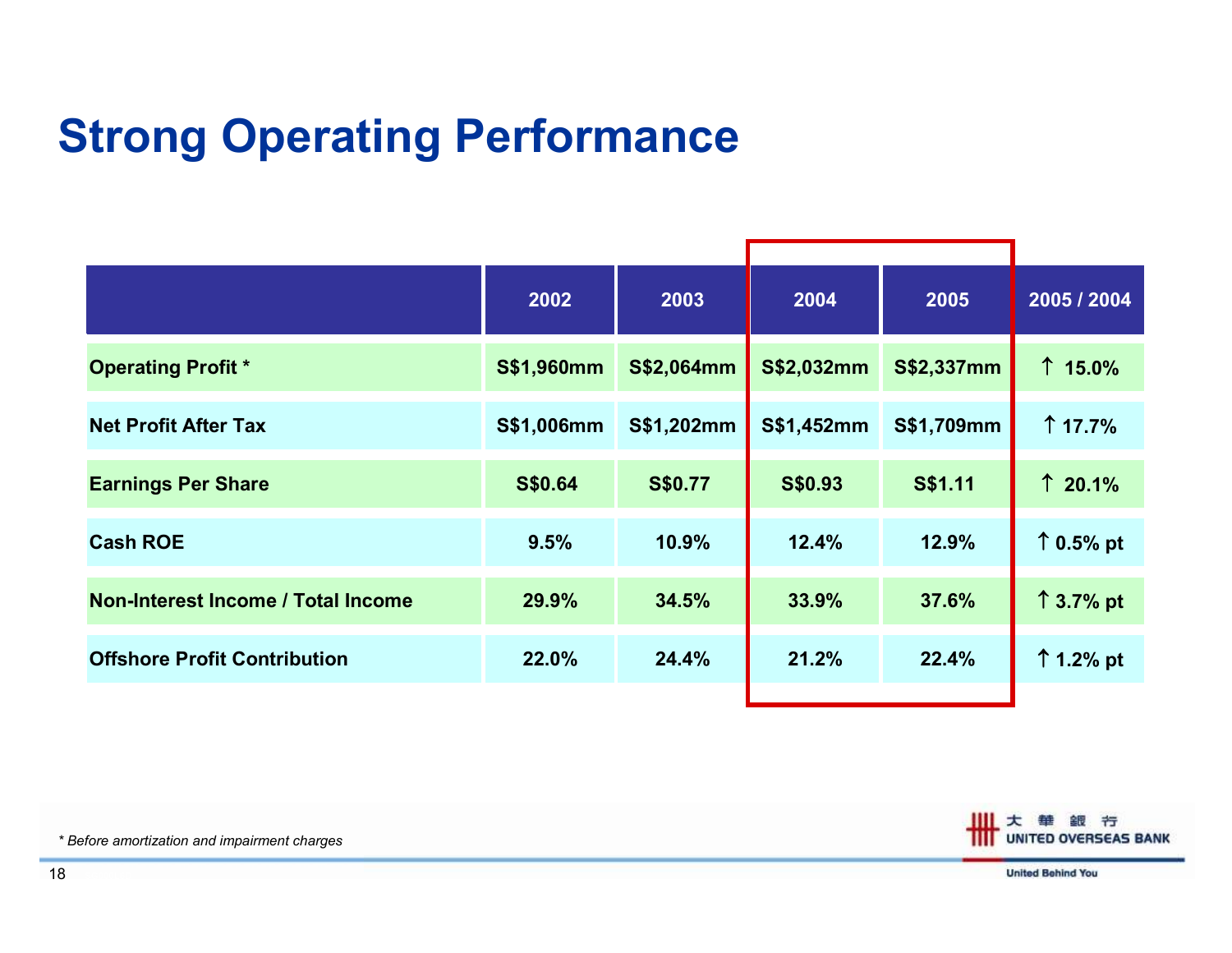# Strong Operating Performance

| | 2002 | 2003 | 2004 | 2005 | 2005 / 2004 |
|---|---|---|---|---|---|
| **Operating Profit *** | S$1,960mm | S$2,064mm | S$2,032mm | S$2,337mm | ↑ 15.0% |
| **Net Profit After Tax** | S$1,006mm | S$1,202mm | S$1,452mm | S$1,709mm | ↑ 17.7% |
| **Earnings Per Share** | S$0.64 | S$0.77 | S$0.93 | S$1.11 | ↑ 20.1% |
| **Cash ROE** | 9.5% | 10.9% | 12.4% | 12.9% | ↑ 0.5% pt |
| **Non-Interest Income / Total Income** | 29.9% | 34.5% | 33.9% | 37.6% | ↑ 3.7% pt |
| **Offshore Profit Contribution** | 22.0% | 24.4% | 21.2% | 22.4% | ↑ 1.2% pt |

*\* Before amortization and impairment charges*

大華銀行 UNITED OVERSEAS BANK

United Behind You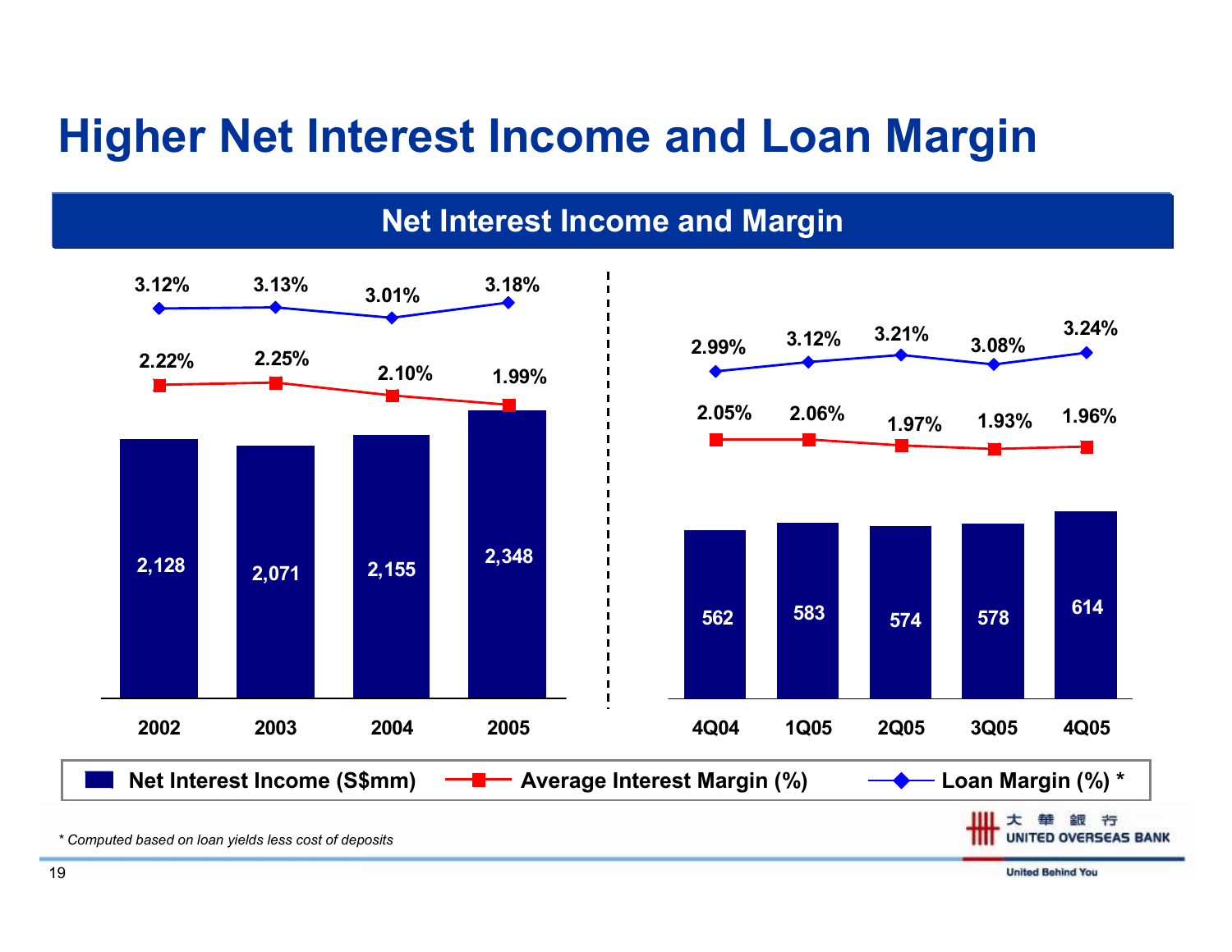# Higher Net Interest Income and Loan Margin

## Net Interest Income and Margin

| | 2002 | 2003 | 2004 | 2005 |
|---|---|---|---|---|
| Net Interest Income (S$mm) | 2,128 | 2,071 | 2,155 | 2,348 |
| Average Interest Margin (%) | 2.22% | 2.25% | 2.10% | 1.99% |
| Loan Margin (%) * | 3.12% | 3.13% | 3.01% | 3.18% |

| | 4Q04 | 1Q05 | 2Q05 | 3Q05 | 4Q05 |
|---|---|---|---|---|---|
| Net Interest Income (S$mm) | 562 | 583 | 574 | 578 | 614 |
| Average Interest Margin (%) | 2.05% | 2.06% | 1.97% | 1.93% | 1.96% |
| Loan Margin (%) * | 2.99% | 3.12% | 3.21% | 3.08% | 3.24% |

*\* Computed based on loan yields less cost of deposits*

大華銀行 UNITED OVERSEAS BANK

United Behind You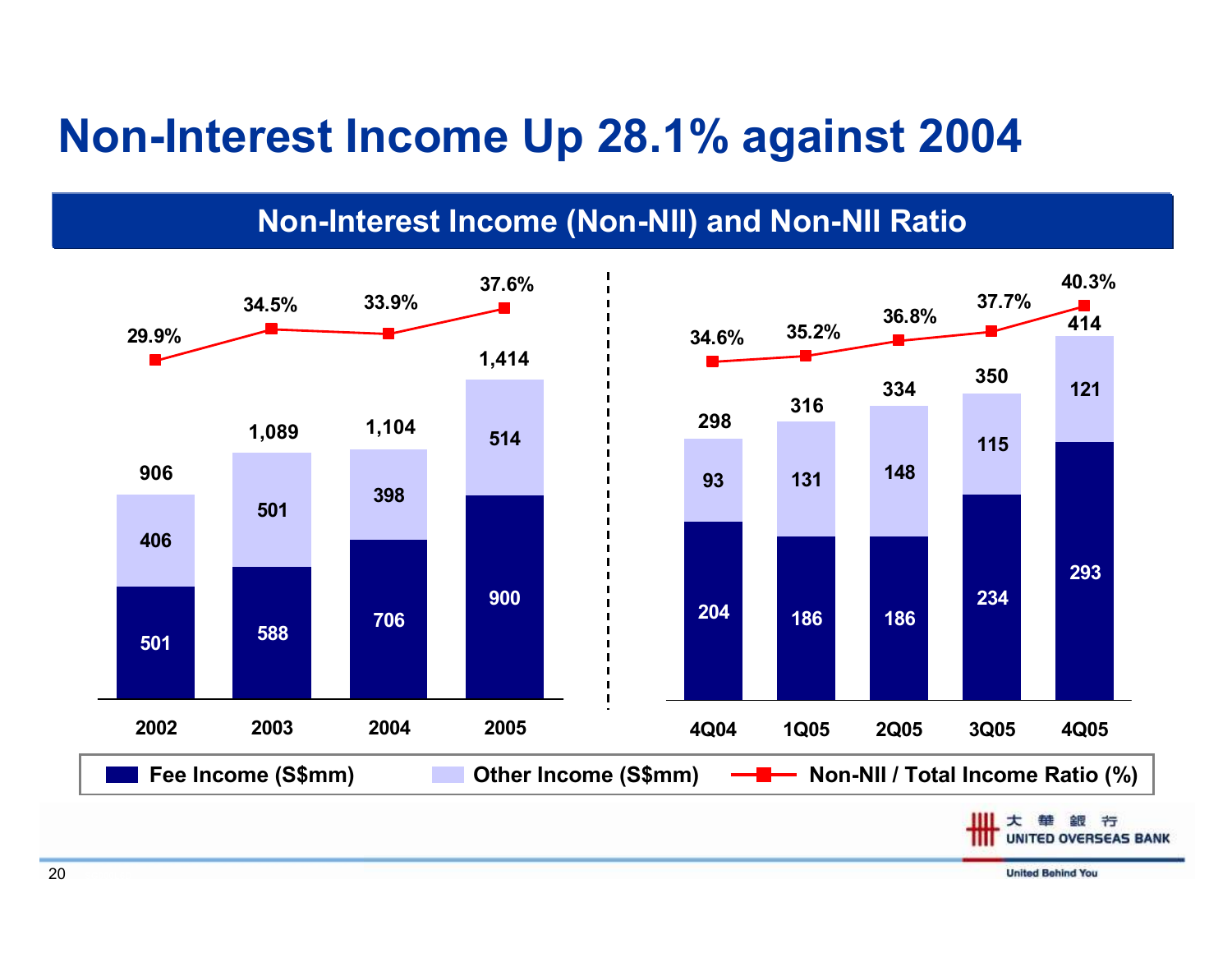# Non-Interest Income Up 28.1% against 2004

## Non-Interest Income (Non-NII) and Non-NII Ratio

| | 2002 | 2003 | 2004 | 2005 |
|---|---|---|---|---|
| Fee Income (S$mm) | 501 | 588 | 706 | 900 |
| Other Income (S$mm) | 406 | 501 | 398 | 514 |
| Total (S$mm) | 906 | 1,089 | 1,104 | 1,414 |
| Non-NII / Total Income Ratio (%) | 29.9% | 34.5% | 33.9% | 37.6% |

| | 4Q04 | 1Q05 | 2Q05 | 3Q05 | 4Q05 |
|---|---|---|---|---|---|
| Fee Income (S$mm) | 204 | 186 | 186 | 234 | 293 |
| Other Income (S$mm) | 93 | 131 | 148 | 115 | 121 |
| Total (S$mm) | 298 | 316 | 334 | 350 | 414 |
| Non-NII / Total Income Ratio (%) | 34.6% | 35.2% | 36.8% | 37.7% | 40.3% |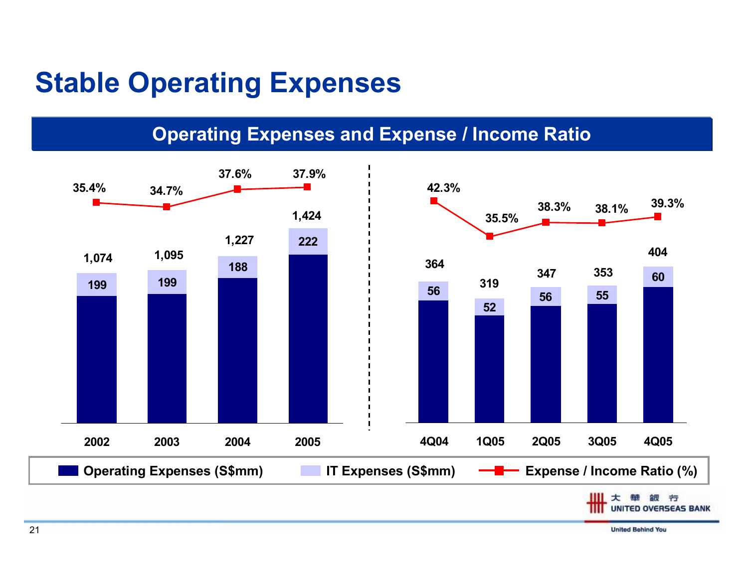# Stable Operating Expenses

## Operating Expenses and Expense / Income Ratio

| | 2002 | 2003 | 2004 | 2005 |
|---|---|---|---|---|
| Operating Expenses (S$mm) | 1,074 | 1,095 | 1,227 | 1,424 |
| IT Expenses (S$mm) | 199 | 199 | 188 | 222 |
| Expense / Income Ratio (%) | 35.4% | 34.7% | 37.6% | 37.9% |

| | 4Q04 | 1Q05 | 2Q05 | 3Q05 | 4Q05 |
|---|---|---|---|---|---|
| Operating Expenses (S$mm) | 364 | 319 | 347 | 353 | 404 |
| IT Expenses (S$mm) | 56 | 52 | 56 | 55 | 60 |
| Expense / Income Ratio (%) | 42.3% | 35.5% | 38.3% | 38.1% | 39.3% |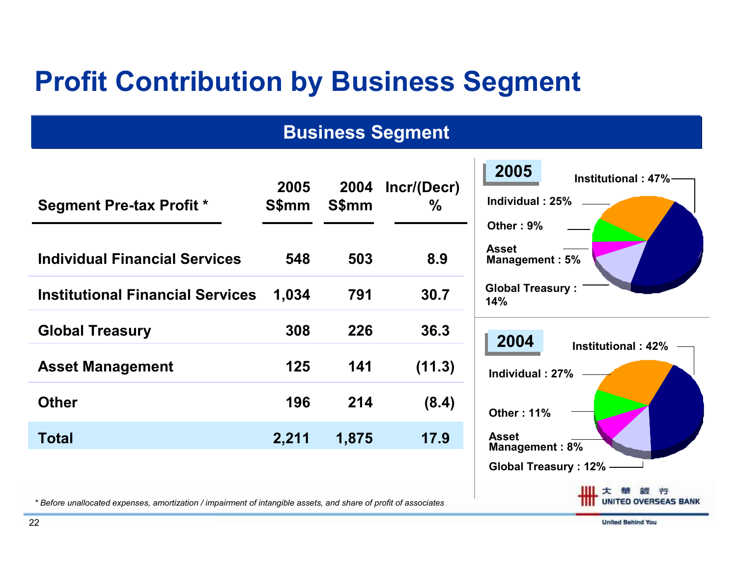# Profit Contribution by Business Segment

## Business Segment

| Segment Pre-tax Profit * | 2005 S$mm | 2004 S$mm | Incr/(Decr) % |
|---|---|---|---|
| Individual Financial Services | 548 | 503 | 8.9 |
| Institutional Financial Services | 1,034 | 791 | 30.7 |
| Global Treasury | 308 | 226 | 36.3 |
| Asset Management | 125 | 141 | (11.3) |
| Other | 196 | 214 | (8.4) |
| **Total** | **2,211** | **1,875** | **17.9** |

**2005**

- Institutional : 47%
- Individual : 25%
- Other : 9%
- Asset Management : 5%
- Global Treasury : 14%

**2004**

- Institutional : 42%
- Individual : 27%
- Other : 11%
- Asset Management : 8%
- Global Treasury : 12%

*\* Before unallocated expenses, amortization / impairment of intangible assets, and share of profit of associates*

大華銀行 UNITED OVERSEAS BANK

United Behind You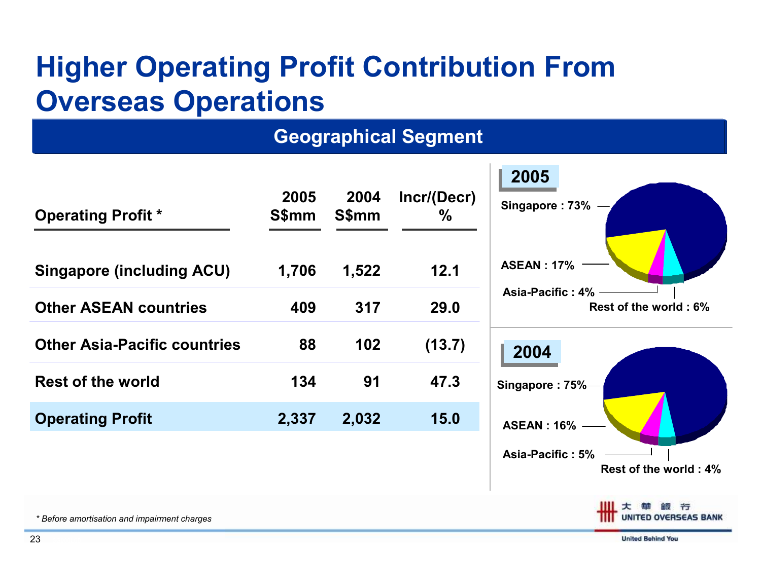# Higher Operating Profit Contribution From Overseas Operations

## Geographical Segment

| Operating Profit * | 2005 S$mm | 2004 S$mm | Incr/(Decr) % |
|---|---|---|---|
| Singapore (including ACU) | 1,706 | 1,522 | 12.1 |
| Other ASEAN countries | 409 | 317 | 29.0 |
| Other Asia-Pacific countries | 88 | 102 | (13.7) |
| Rest of the world | 134 | 91 | 47.3 |
| **Operating Profit** | **2,337** | **2,032** | **15.0** |

**2005**

- Singapore : 73%
- ASEAN : 17%
- Asia-Pacific : 4%
- Rest of the world : 6%

**2004**

- Singapore : 75%
- ASEAN : 16%
- Asia-Pacific : 5%
- Rest of the world : 4%

*\* Before amortisation and impairment charges*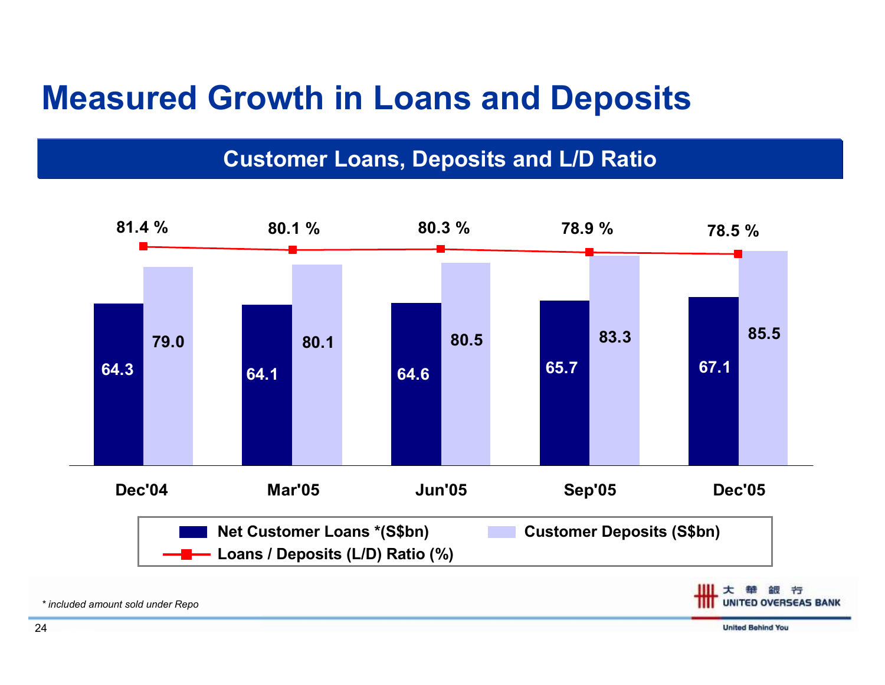# Measured Growth in Loans and Deposits

## Customer Loans, Deposits and L/D Ratio

| | Dec'04 | Mar'05 | Jun'05 | Sep'05 | Dec'05 |
|---|---|---|---|---|---|
| Net Customer Loans *(S$bn) | 64.3 | 64.1 | 64.6 | 65.7 | 67.1 |
| Customer Deposits (S$bn) | 79.0 | 80.1 | 80.5 | 83.3 | 85.5 |
| Loans / Deposits (L/D) Ratio (%) | 81.4 % | 80.1 % | 80.3 % | 78.9 % | 78.5 % |

*\* included amount sold under Repo*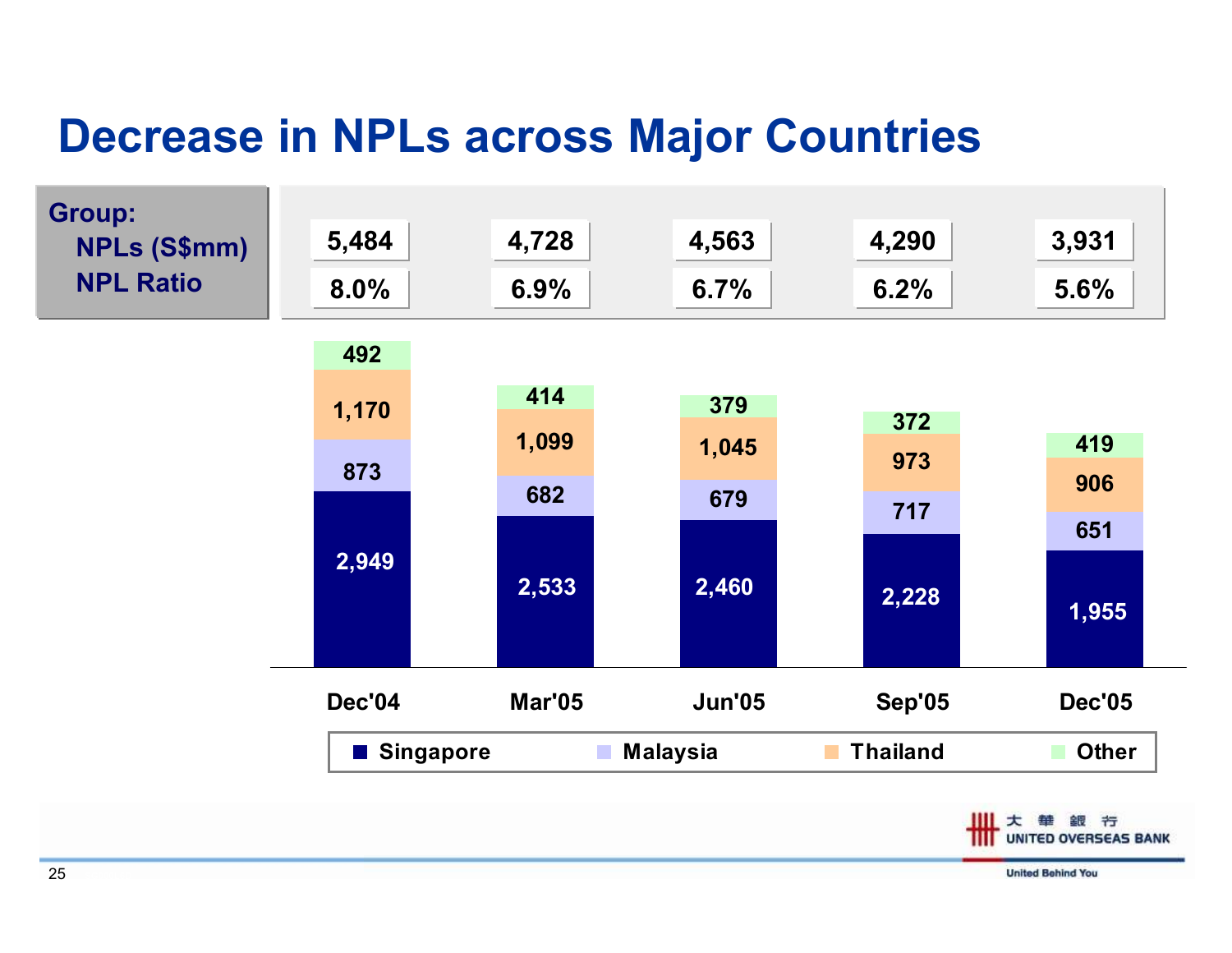# Decrease in NPLs across Major Countries

| Group: | Dec'04 | Mar'05 | Jun'05 | Sep'05 | Dec'05 |
|---|---|---|---|---|---|
| NPLs (S$mm) | 5,484 | 4,728 | 4,563 | 4,290 | 3,931 |
| NPL Ratio | 8.0% | 6.9% | 6.7% | 6.2% | 5.6% |

| | Dec'04 | Mar'05 | Jun'05 | Sep'05 | Dec'05 |
|---|---|---|---|---|---|
| Singapore | 2,949 | 2,533 | 2,460 | 2,228 | 1,955 |
| Malaysia | 873 | 682 | 679 | 717 | 651 |
| Thailand | 1,170 | 1,099 | 1,045 | 973 | 906 |
| Other | 492 | 414 | 379 | 372 | 419 |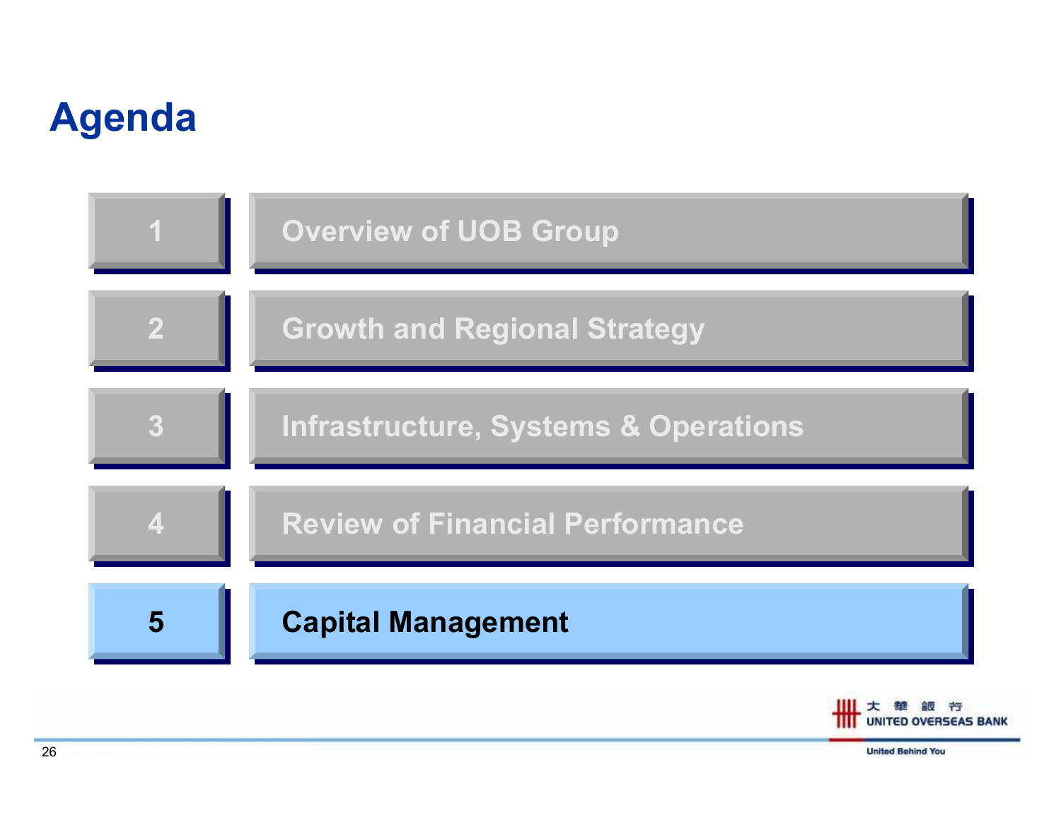# Agenda

1. Overview of UOB Group
2. Growth and Regional Strategy
3. Infrastructure, Systems & Operations
4. Review of Financial Performance
5. **Capital Management**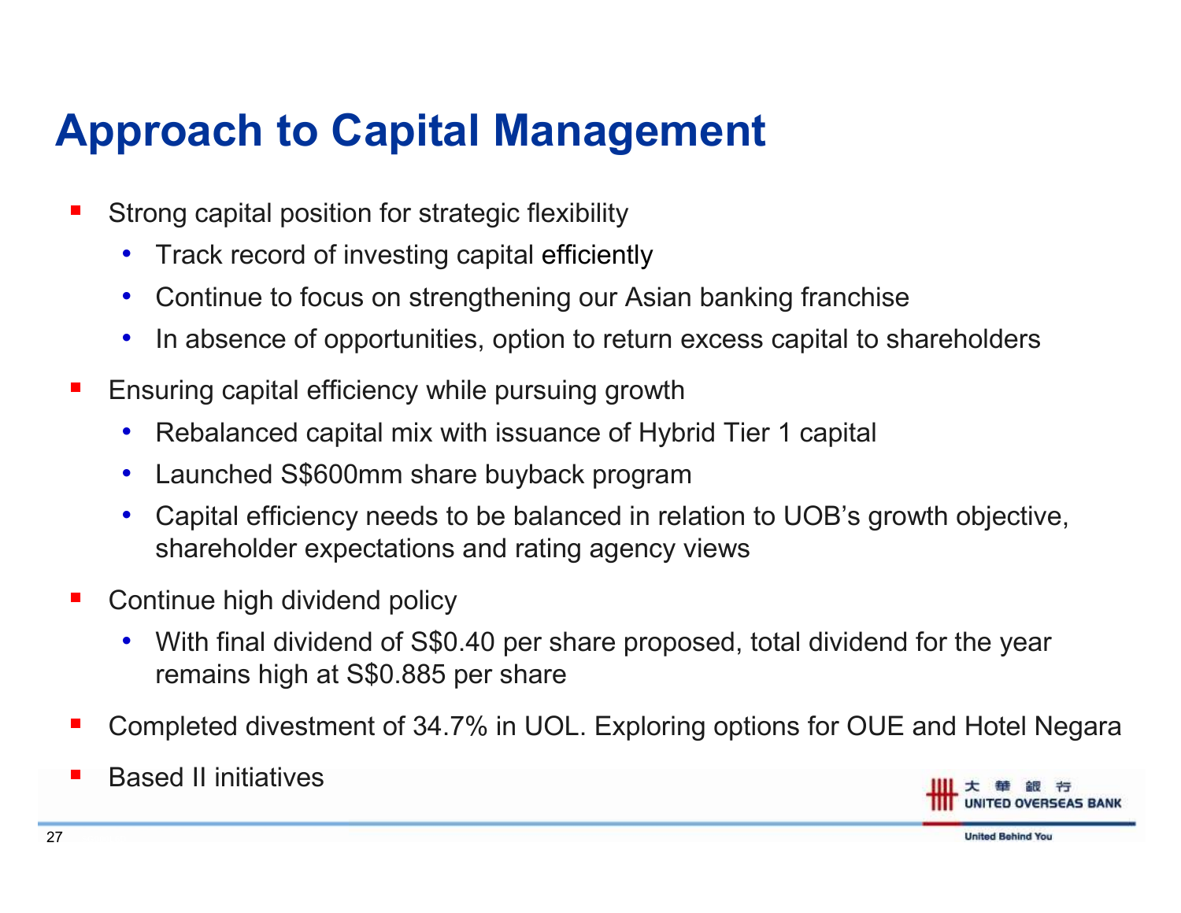# Approach to Capital Management

- Strong capital position for strategic flexibility
  - Track record of investing capital efficiently
  - Continue to focus on strengthening our Asian banking franchise
  - In absence of opportunities, option to return excess capital to shareholders
- Ensuring capital efficiency while pursuing growth
  - Rebalanced capital mix with issuance of Hybrid Tier 1 capital
  - Launched S$600mm share buyback program
  - Capital efficiency needs to be balanced in relation to UOB's growth objective, shareholder expectations and rating agency views
- Continue high dividend policy
  - With final dividend of S$0.40 per share proposed, total dividend for the year remains high at S$0.885 per share
- Completed divestment of 34.7% in UOL. Exploring options for OUE and Hotel Negara
- Based II initiatives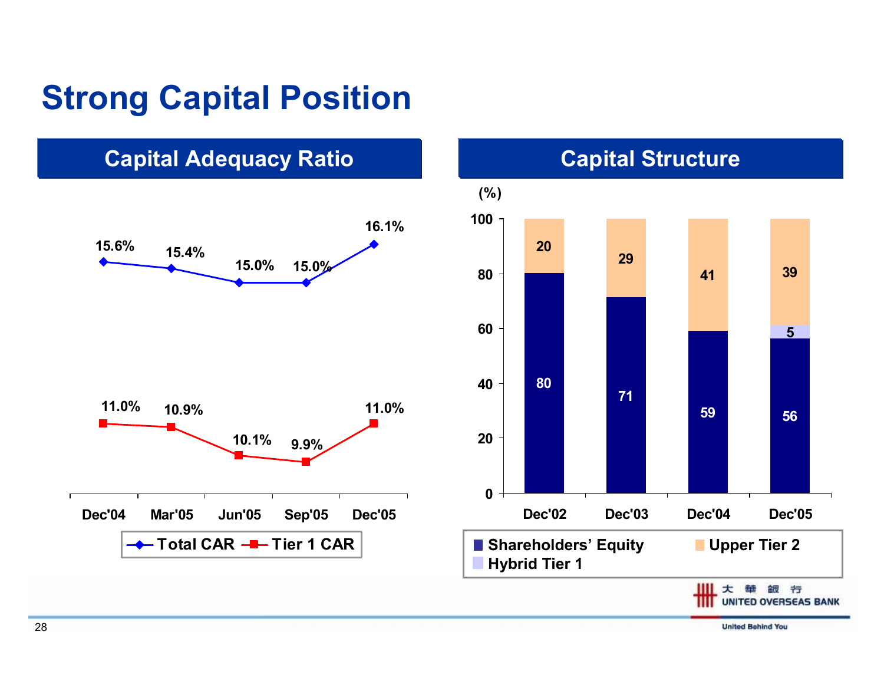# Strong Capital Position

## Capital Adequacy Ratio

| | Dec'04 | Mar'05 | Jun'05 | Sep'05 | Dec'05 |
|---|---|---|---|---|---|
| Total CAR | 15.6% | 15.4% | 15.0% | 15.0% | 16.1% |
| Tier 1 CAR | 11.0% | 10.9% | 10.1% | 9.9% | 11.0% |

## Capital Structure

(%)

| | Dec'02 | Dec'03 | Dec'04 | Dec'05 |
|---|---|---|---|---|
| Shareholders' Equity | 80 | 71 | 59 | 56 |
| Hybrid Tier 1 | | | | 5 |
| Upper Tier 2 | 20 | 29 | 41 | 39 |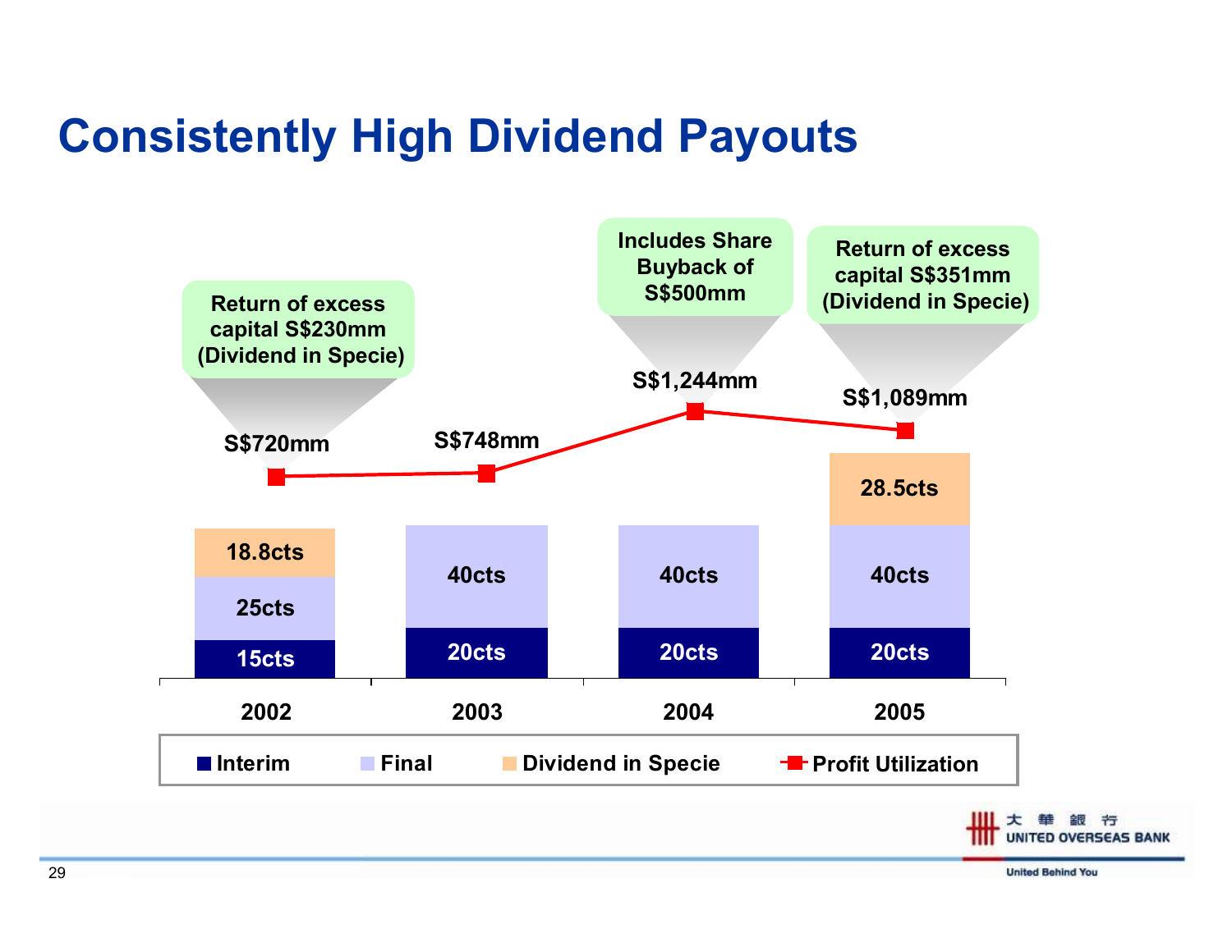# Consistently High Dividend Payouts

Return of excess capital S$230mm (Dividend in Specie)

Includes Share Buyback of S$500mm

Return of excess capital S$351mm (Dividend in Specie)

S$720mm

S$748mm

S$1,244mm

S$1,089mm

18.8cts

25cts

15cts

40cts

20cts

40cts

20cts

28.5cts

40cts

20cts

2002

2003

2004

2005

Interim

Final

Dividend in Specie

Profit Utilization

大華銀行 UNITED OVERSEAS BANK

United Behind You